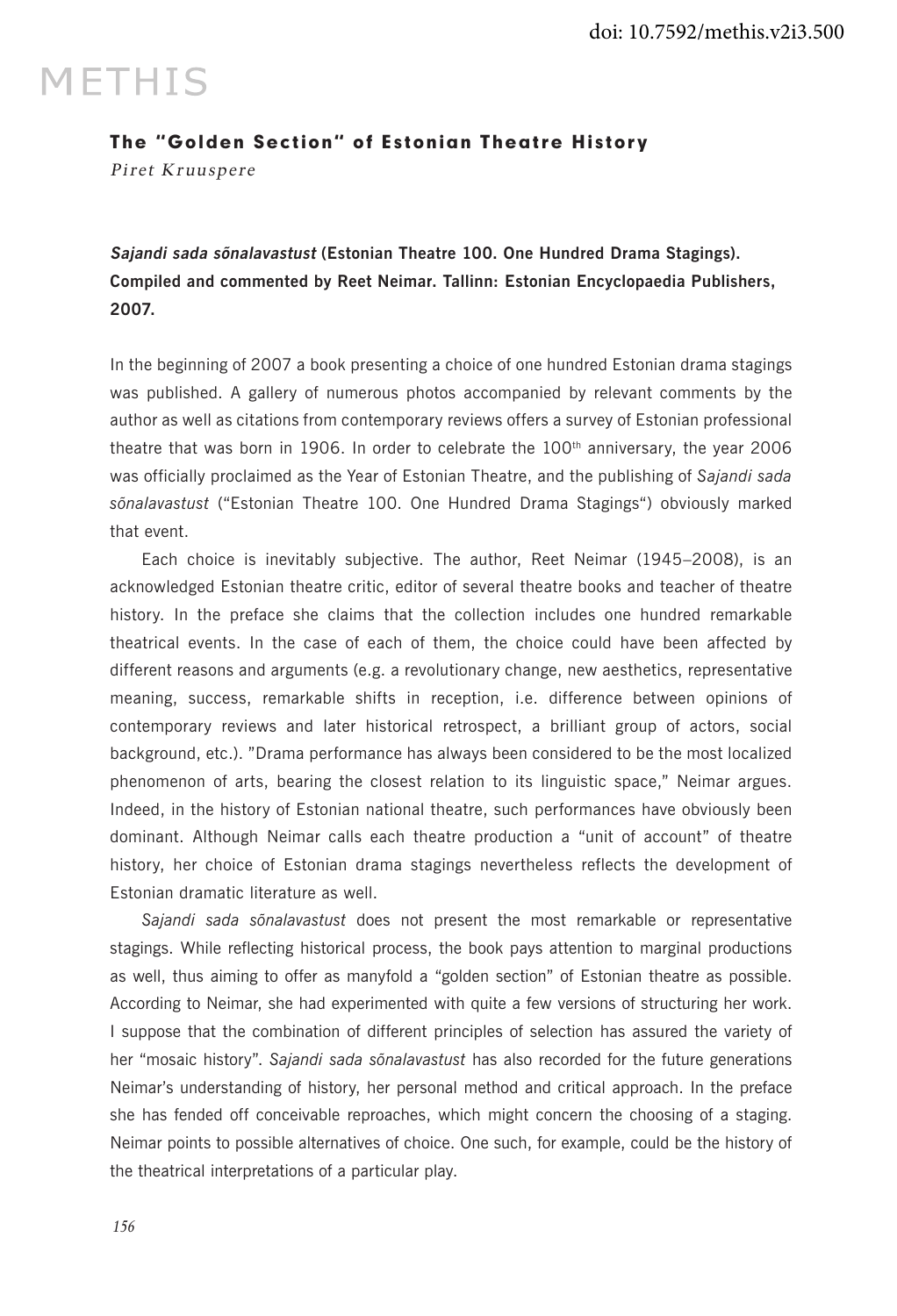# The "Golden Section" of Estonian Theatre History

*Piret Kruuspere*

***Sajandi sada sõnalavastust*** **(Estonian Theatre 100. One Hundred Drama Stagings). Compiled and commented by Reet Neimar. Tallinn: Estonian Encyclopaedia Publishers, 2007.**

In the beginning of 2007 a book presenting a choice of one hundred Estonian drama stagings was published. A gallery of numerous photos accompanied by relevant comments by the author as well as citations from contemporary reviews offers a survey of Estonian professional theatre that was born in 1906. In order to celebrate the 100th anniversary, the year 2006 was officially proclaimed as the Year of Estonian Theatre, and the publishing of *Sajandi sada sõnalavastust* ("Estonian Theatre 100. One Hundred Drama Stagings") obviously marked that event.

Each choice is inevitably subjective. The author, Reet Neimar (1945–2008), is an acknowledged Estonian theatre critic, editor of several theatre books and teacher of theatre history. In the preface she claims that the collection includes one hundred remarkable theatrical events. In the case of each of them, the choice could have been affected by different reasons and arguments (e.g. a revolutionary change, new aesthetics, representative meaning, success, remarkable shifts in reception, i.e. difference between opinions of contemporary reviews and later historical retrospect, a brilliant group of actors, social background, etc.). "Drama performance has always been considered to be the most localized phenomenon of arts, bearing the closest relation to its linguistic space," Neimar argues. Indeed, in the history of Estonian national theatre, such performances have obviously been dominant. Although Neimar calls each theatre production a "unit of account" of theatre history, her choice of Estonian drama stagings nevertheless reflects the development of Estonian dramatic literature as well.

*Sajandi sada sõnalavastust* does not present the most remarkable or representative stagings. While reflecting historical process, the book pays attention to marginal productions as well, thus aiming to offer as manyfold a "golden section" of Estonian theatre as possible. According to Neimar, she had experimented with quite a few versions of structuring her work. I suppose that the combination of different principles of selection has assured the variety of her "mosaic history". *Sajandi sada sõnalavastust* has also recorded for the future generations Neimar's understanding of history, her personal method and critical approach. In the preface she has fended off conceivable reproaches, which might concern the choosing of a staging. Neimar points to possible alternatives of choice. One such, for example, could be the history of the theatrical interpretations of a particular play.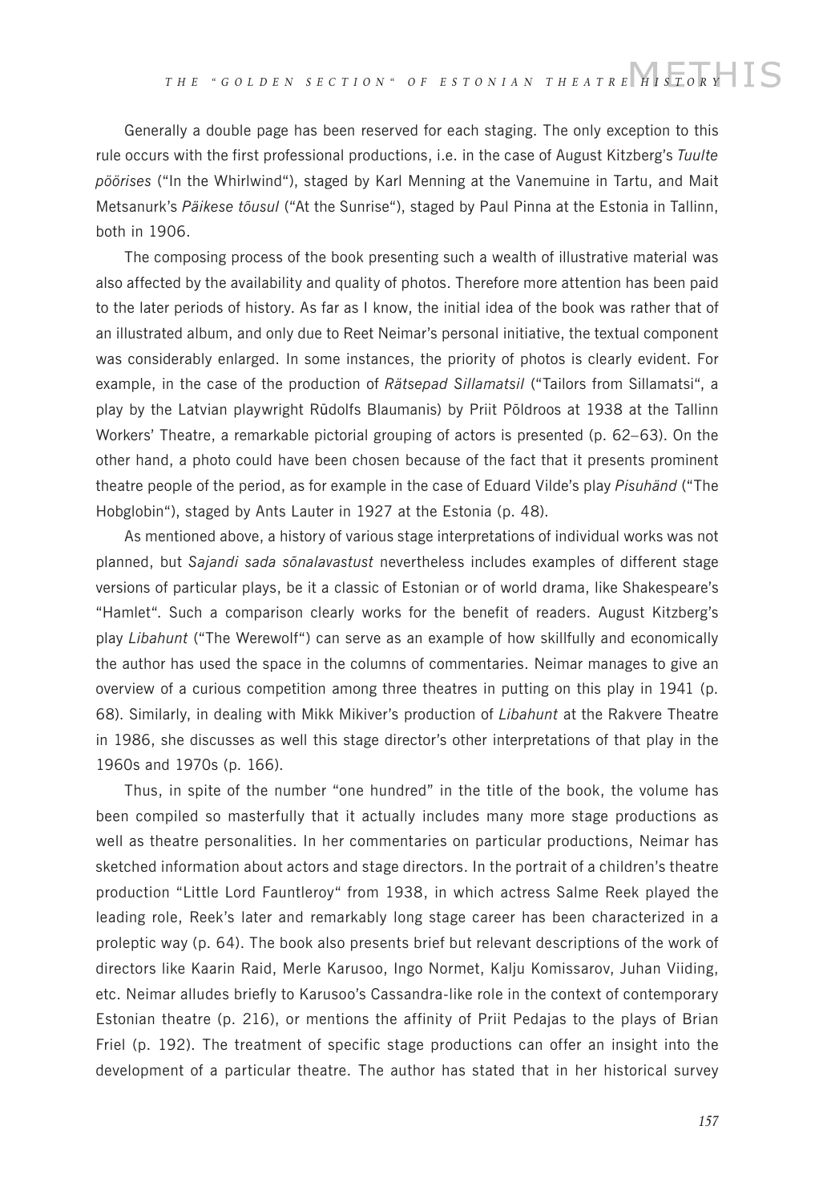Generally a double page has been reserved for each staging. The only exception to this rule occurs with the first professional productions, i.e. in the case of August Kitzberg's *Tuulte pöörises* ("In the Whirlwind"), staged by Karl Menning at the Vanemuine in Tartu, and Mait Metsanurk's *Päikese tõusul* ("At the Sunrise"), staged by Paul Pinna at the Estonia in Tallinn, both in 1906.

The composing process of the book presenting such a wealth of illustrative material was also affected by the availability and quality of photos. Therefore more attention has been paid to the later periods of history. As far as I know, the initial idea of the book was rather that of an illustrated album, and only due to Reet Neimar's personal initiative, the textual component was considerably enlarged. In some instances, the priority of photos is clearly evident. For example, in the case of the production of *Rätsepad Sillamatsil* ("Tailors from Sillamatsi", a play by the Latvian playwright Rūdolfs Blaumanis) by Priit Põldroos at 1938 at the Tallinn Workers' Theatre, a remarkable pictorial grouping of actors is presented (p. 62–63). On the other hand, a photo could have been chosen because of the fact that it presents prominent theatre people of the period, as for example in the case of Eduard Vilde's play *Pisuhänd* ("The Hobglobin"), staged by Ants Lauter in 1927 at the Estonia (p. 48).

As mentioned above, a history of various stage interpretations of individual works was not planned, but *Sajandi sada sõnalavastust* nevertheless includes examples of different stage versions of particular plays, be it a classic of Estonian or of world drama, like Shakespeare's "Hamlet". Such a comparison clearly works for the benefit of readers. August Kitzberg's play *Libahunt* ("The Werewolf") can serve as an example of how skillfully and economically the author has used the space in the columns of commentaries. Neimar manages to give an overview of a curious competition among three theatres in putting on this play in 1941 (p. 68). Similarly, in dealing with Mikk Mikiver's production of *Libahunt* at the Rakvere Theatre in 1986, she discusses as well this stage director's other interpretations of that play in the 1960s and 1970s (p. 166).

Thus, in spite of the number "one hundred" in the title of the book, the volume has been compiled so masterfully that it actually includes many more stage productions as well as theatre personalities. In her commentaries on particular productions, Neimar has sketched information about actors and stage directors. In the portrait of a children's theatre production "Little Lord Fauntleroy" from 1938, in which actress Salme Reek played the leading role, Reek's later and remarkably long stage career has been characterized in a proleptic way (p. 64). The book also presents brief but relevant descriptions of the work of directors like Kaarin Raid, Merle Karusoo, Ingo Normet, Kalju Komissarov, Juhan Viiding, etc. Neimar alludes briefly to Karusoo's Cassandra-like role in the context of contemporary Estonian theatre (p. 216), or mentions the affinity of Priit Pedajas to the plays of Brian Friel (p. 192). The treatment of specific stage productions can offer an insight into the development of a particular theatre. The author has stated that in her historical survey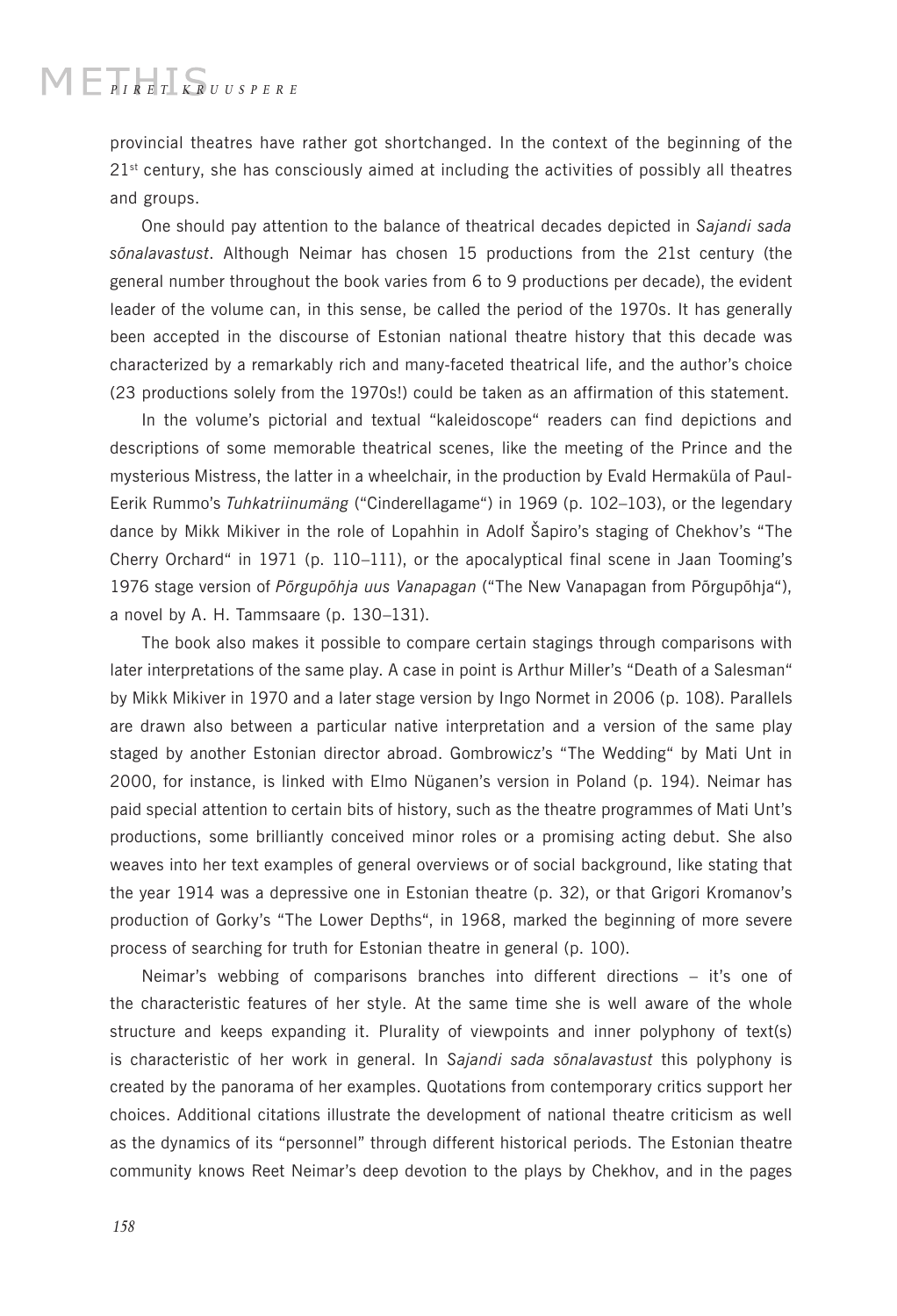provincial theatres have rather got shortchanged. In the context of the beginning of the 21st century, she has consciously aimed at including the activities of possibly all theatres and groups.

One should pay attention to the balance of theatrical decades depicted in *Sajandi sada sõnalavastust*. Although Neimar has chosen 15 productions from the 21st century (the general number throughout the book varies from 6 to 9 productions per decade), the evident leader of the volume can, in this sense, be called the period of the 1970s. It has generally been accepted in the discourse of Estonian national theatre history that this decade was characterized by a remarkably rich and many-faceted theatrical life, and the author's choice (23 productions solely from the 1970s!) could be taken as an affirmation of this statement.

In the volume's pictorial and textual "kaleidoscope" readers can find depictions and descriptions of some memorable theatrical scenes, like the meeting of the Prince and the mysterious Mistress, the latter in a wheelchair, in the production by Evald Hermaküla of Paul-Eerik Rummo's *Tuhkatriinumäng* ("Cinderellagame") in 1969 (p. 102–103), or the legendary dance by Mikk Mikiver in the role of Lopahhin in Adolf Šapiro's staging of Chekhov's "The Cherry Orchard" in 1971 (p. 110–111), or the apocalyptical final scene in Jaan Tooming's 1976 stage version of *Põrgupõhja uus Vanapagan* ("The New Vanapagan from Põrgupõhja"), a novel by A. H. Tammsaare (p. 130–131).

The book also makes it possible to compare certain stagings through comparisons with later interpretations of the same play. A case in point is Arthur Miller's "Death of a Salesman" by Mikk Mikiver in 1970 and a later stage version by Ingo Normet in 2006 (p. 108). Parallels are drawn also between a particular native interpretation and a version of the same play staged by another Estonian director abroad. Gombrowicz's "The Wedding" by Mati Unt in 2000, for instance, is linked with Elmo Nüganen's version in Poland (p. 194). Neimar has paid special attention to certain bits of history, such as the theatre programmes of Mati Unt's productions, some brilliantly conceived minor roles or a promising acting debut. She also weaves into her text examples of general overviews or of social background, like stating that the year 1914 was a depressive one in Estonian theatre (p. 32), or that Grigori Kromanov's production of Gorky's "The Lower Depths", in 1968, marked the beginning of more severe process of searching for truth for Estonian theatre in general (p. 100).

Neimar's webbing of comparisons branches into different directions – it's one of the characteristic features of her style. At the same time she is well aware of the whole structure and keeps expanding it. Plurality of viewpoints and inner polyphony of text(s) is characteristic of her work in general. In *Sajandi sada sõnalavastust* this polyphony is created by the panorama of her examples. Quotations from contemporary critics support her choices. Additional citations illustrate the development of national theatre criticism as well as the dynamics of its "personnel" through different historical periods. The Estonian theatre community knows Reet Neimar's deep devotion to the plays by Chekhov, and in the pages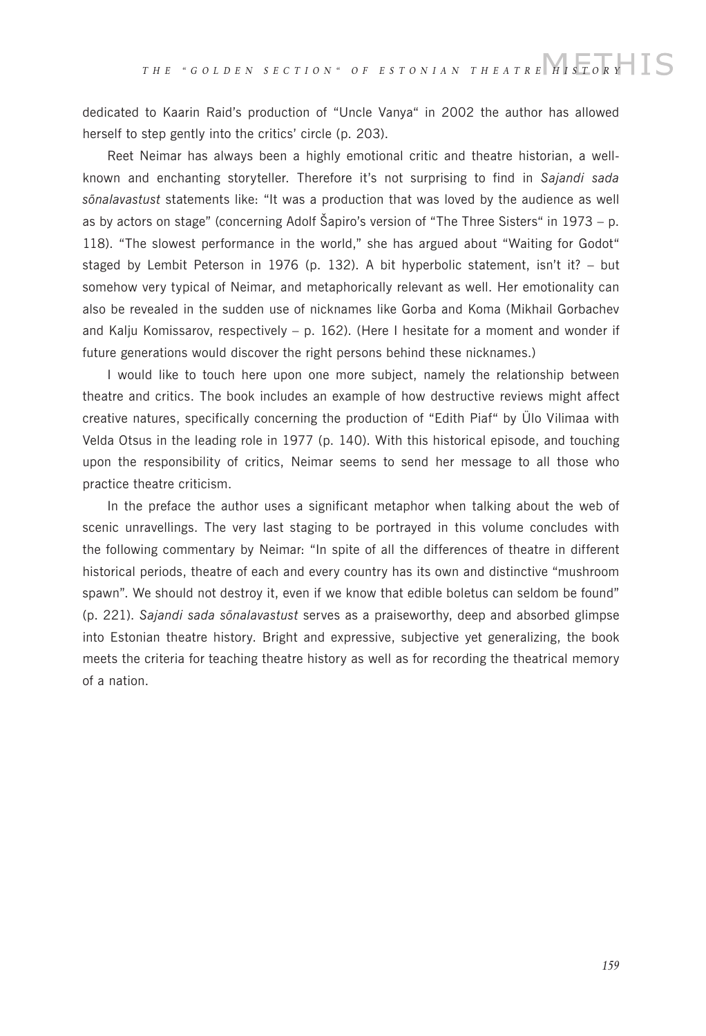dedicated to Kaarin Raid's production of "Uncle Vanya" in 2002 the author has allowed herself to step gently into the critics' circle (p. 203).

Reet Neimar has always been a highly emotional critic and theatre historian, a well-known and enchanting storyteller. Therefore it's not surprising to find in *Sajandi sada sõnalavastust* statements like: "It was a production that was loved by the audience as well as by actors on stage" (concerning Adolf Šapiro's version of "The Three Sisters" in 1973 – p. 118). "The slowest performance in the world," she has argued about "Waiting for Godot" staged by Lembit Peterson in 1976 (p. 132). A bit hyperbolic statement, isn't it? – but somehow very typical of Neimar, and metaphorically relevant as well. Her emotionality can also be revealed in the sudden use of nicknames like Gorba and Koma (Mikhail Gorbachev and Kalju Komissarov, respectively – p. 162). (Here I hesitate for a moment and wonder if future generations would discover the right persons behind these nicknames.)

I would like to touch here upon one more subject, namely the relationship between theatre and critics. The book includes an example of how destructive reviews might affect creative natures, specifically concerning the production of "Edith Piaf" by Ülo Vilimaa with Velda Otsus in the leading role in 1977 (p. 140). With this historical episode, and touching upon the responsibility of critics, Neimar seems to send her message to all those who practice theatre criticism.

In the preface the author uses a significant metaphor when talking about the web of scenic unravellings. The very last staging to be portrayed in this volume concludes with the following commentary by Neimar: "In spite of all the differences of theatre in different historical periods, theatre of each and every country has its own and distinctive "mushroom spawn". We should not destroy it, even if we know that edible boletus can seldom be found" (p. 221). *Sajandi sada sõnalavastust* serves as a praiseworthy, deep and absorbed glimpse into Estonian theatre history. Bright and expressive, subjective yet generalizing, the book meets the criteria for teaching theatre history as well as for recording the theatrical memory of a nation.